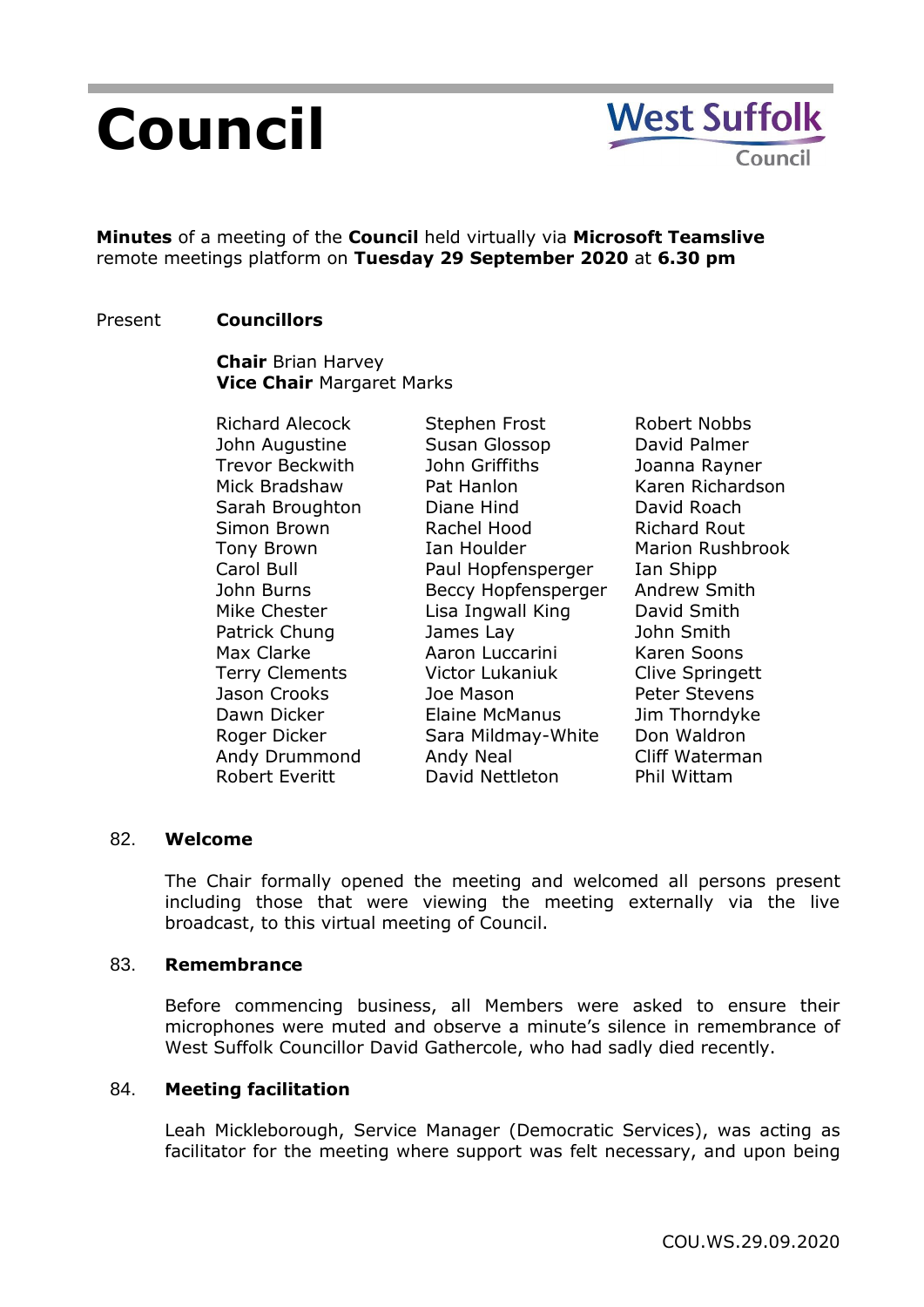# Council

**West Suffolk Council**

**Minutes** of a meeting of the **Council** held virtually via **Microsoft Teamslive** remote meetings platform on **Tuesday 29 September 2020** at **6.30 pm**

Present **Councillors**

**Chair** Brian Harvey
**Vice Chair** Margaret Marks

| | | |
|---|---|---|
| Richard Alecock | Stephen Frost | Robert Nobbs |
| John Augustine | Susan Glossop | David Palmer |
| Trevor Beckwith | John Griffiths | Joanna Rayner |
| Mick Bradshaw | Pat Hanlon | Karen Richardson |
| Sarah Broughton | Diane Hind | David Roach |
| Simon Brown | Rachel Hood | Richard Rout |
| Tony Brown | Ian Houlder | Marion Rushbrook |
| Carol Bull | Paul Hopfensperger | Ian Shipp |
| John Burns | Beccy Hopfensperger | Andrew Smith |
| Mike Chester | Lisa Ingwall King | David Smith |
| Patrick Chung | James Lay | John Smith |
| Max Clarke | Aaron Luccarini | Karen Soons |
| Terry Clements | Victor Lukaniuk | Clive Springett |
| Jason Crooks | Joe Mason | Peter Stevens |
| Dawn Dicker | Elaine McManus | Jim Thorndyke |
| Roger Dicker | Sara Mildmay-White | Don Waldron |
| Andy Drummond | Andy Neal | Cliff Waterman |
| Robert Everitt | David Nettleton | Phil Wittam |

## 82. Welcome

The Chair formally opened the meeting and welcomed all persons present including those that were viewing the meeting externally via the live broadcast, to this virtual meeting of Council.

## 83. Remembrance

Before commencing business, all Members were asked to ensure their microphones were muted and observe a minute's silence in remembrance of West Suffolk Councillor David Gathercole, who had sadly died recently.

## 84. Meeting facilitation

Leah Mickleborough, Service Manager (Democratic Services), was acting as facilitator for the meeting where support was felt necessary, and upon being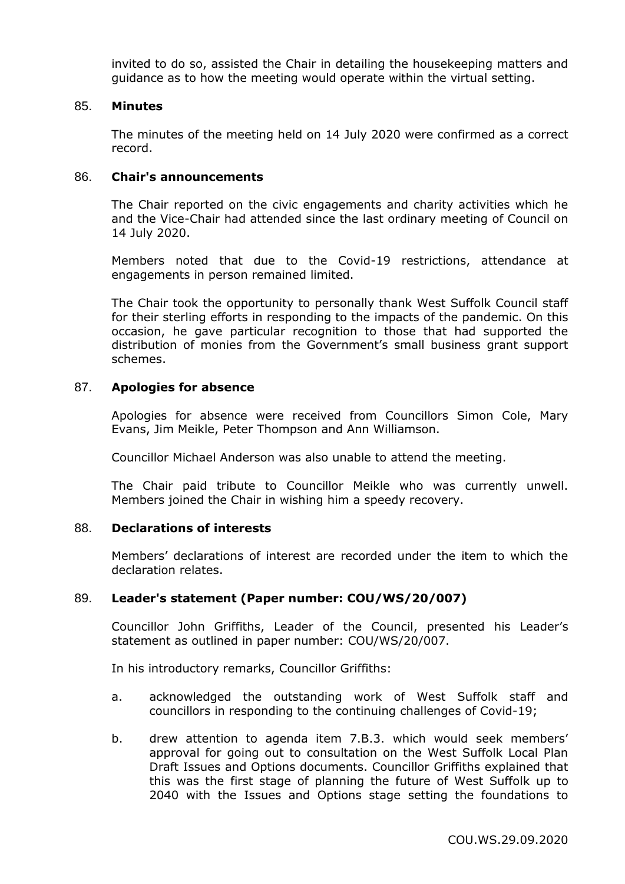invited to do so, assisted the Chair in detailing the housekeeping matters and guidance as to how the meeting would operate within the virtual setting.

## 85. **Minutes**

The minutes of the meeting held on 14 July 2020 were confirmed as a correct record.

## 86. **Chair's announcements**

The Chair reported on the civic engagements and charity activities which he and the Vice-Chair had attended since the last ordinary meeting of Council on 14 July 2020.

Members noted that due to the Covid-19 restrictions, attendance at engagements in person remained limited.

The Chair took the opportunity to personally thank West Suffolk Council staff for their sterling efforts in responding to the impacts of the pandemic. On this occasion, he gave particular recognition to those that had supported the distribution of monies from the Government's small business grant support schemes.

## 87. **Apologies for absence**

Apologies for absence were received from Councillors Simon Cole, Mary Evans, Jim Meikle, Peter Thompson and Ann Williamson.

Councillor Michael Anderson was also unable to attend the meeting.

The Chair paid tribute to Councillor Meikle who was currently unwell. Members joined the Chair in wishing him a speedy recovery.

## 88. **Declarations of interests**

Members' declarations of interest are recorded under the item to which the declaration relates.

## 89. **Leader's statement (Paper number: COU/WS/20/007)**

Councillor John Griffiths, Leader of the Council, presented his Leader's statement as outlined in paper number: COU/WS/20/007.

In his introductory remarks, Councillor Griffiths:

a. acknowledged the outstanding work of West Suffolk staff and councillors in responding to the continuing challenges of Covid-19;

b. drew attention to agenda item 7.B.3. which would seek members' approval for going out to consultation on the West Suffolk Local Plan Draft Issues and Options documents. Councillor Griffiths explained that this was the first stage of planning the future of West Suffolk up to 2040 with the Issues and Options stage setting the foundations to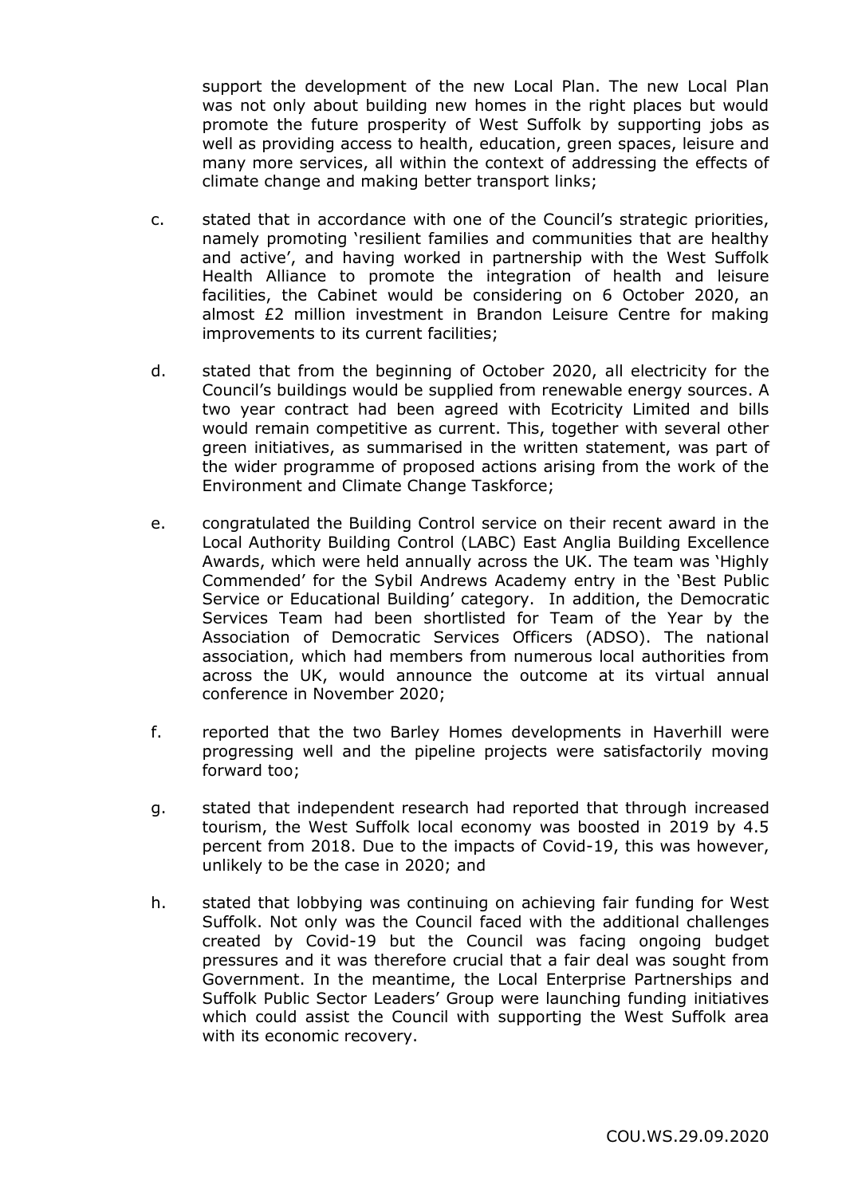support the development of the new Local Plan. The new Local Plan was not only about building new homes in the right places but would promote the future prosperity of West Suffolk by supporting jobs as well as providing access to health, education, green spaces, leisure and many more services, all within the context of addressing the effects of climate change and making better transport links;

c. stated that in accordance with one of the Council's strategic priorities, namely promoting 'resilient families and communities that are healthy and active', and having worked in partnership with the West Suffolk Health Alliance to promote the integration of health and leisure facilities, the Cabinet would be considering on 6 October 2020, an almost £2 million investment in Brandon Leisure Centre for making improvements to its current facilities;

d. stated that from the beginning of October 2020, all electricity for the Council's buildings would be supplied from renewable energy sources. A two year contract had been agreed with Ecotricity Limited and bills would remain competitive as current. This, together with several other green initiatives, as summarised in the written statement, was part of the wider programme of proposed actions arising from the work of the Environment and Climate Change Taskforce;

e. congratulated the Building Control service on their recent award in the Local Authority Building Control (LABC) East Anglia Building Excellence Awards, which were held annually across the UK. The team was 'Highly Commended' for the Sybil Andrews Academy entry in the 'Best Public Service or Educational Building' category. In addition, the Democratic Services Team had been shortlisted for Team of the Year by the Association of Democratic Services Officers (ADSO). The national association, which had members from numerous local authorities from across the UK, would announce the outcome at its virtual annual conference in November 2020;

f. reported that the two Barley Homes developments in Haverhill were progressing well and the pipeline projects were satisfactorily moving forward too;

g. stated that independent research had reported that through increased tourism, the West Suffolk local economy was boosted in 2019 by 4.5 percent from 2018. Due to the impacts of Covid-19, this was however, unlikely to be the case in 2020; and

h. stated that lobbying was continuing on achieving fair funding for West Suffolk. Not only was the Council faced with the additional challenges created by Covid-19 but the Council was facing ongoing budget pressures and it was therefore crucial that a fair deal was sought from Government. In the meantime, the Local Enterprise Partnerships and Suffolk Public Sector Leaders' Group were launching funding initiatives which could assist the Council with supporting the West Suffolk area with its economic recovery.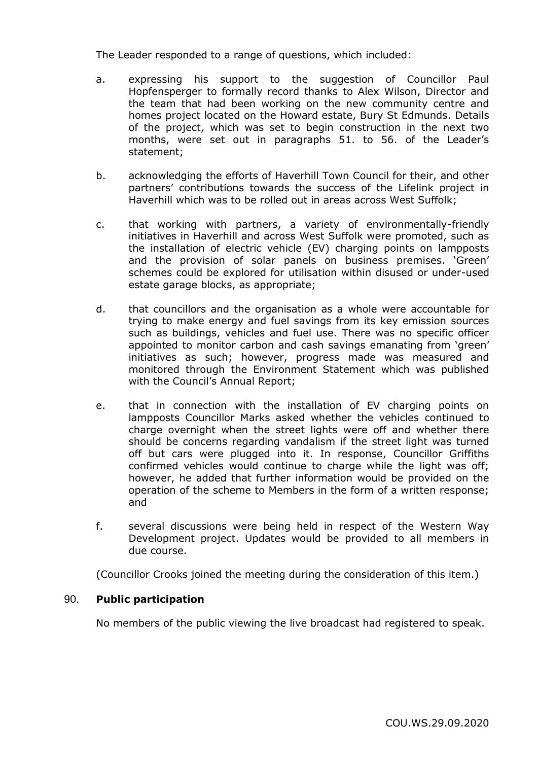The Leader responded to a range of questions, which included:

a. expressing his support to the suggestion of Councillor Paul Hopfensperger to formally record thanks to Alex Wilson, Director and the team that had been working on the new community centre and homes project located on the Howard estate, Bury St Edmunds. Details of the project, which was set to begin construction in the next two months, were set out in paragraphs 51. to 56. of the Leader's statement;

b. acknowledging the efforts of Haverhill Town Council for their, and other partners' contributions towards the success of the Lifelink project in Haverhill which was to be rolled out in areas across West Suffolk;

c. that working with partners, a variety of environmentally-friendly initiatives in Haverhill and across West Suffolk were promoted, such as the installation of electric vehicle (EV) charging points on lampposts and the provision of solar panels on business premises. 'Green' schemes could be explored for utilisation within disused or under-used estate garage blocks, as appropriate;

d. that councillors and the organisation as a whole were accountable for trying to make energy and fuel savings from its key emission sources such as buildings, vehicles and fuel use. There was no specific officer appointed to monitor carbon and cash savings emanating from 'green' initiatives as such; however, progress made was measured and monitored through the Environment Statement which was published with the Council's Annual Report;

e. that in connection with the installation of EV charging points on lampposts Councillor Marks asked whether the vehicles continued to charge overnight when the street lights were off and whether there should be concerns regarding vandalism if the street light was turned off but cars were plugged into it. In response, Councillor Griffiths confirmed vehicles would continue to charge while the light was off; however, he added that further information would be provided on the operation of the scheme to Members in the form of a written response; and

f. several discussions were being held in respect of the Western Way Development project. Updates would be provided to all members in due course.

(Councillor Crooks joined the meeting during the consideration of this item.)

## 90. Public participation

No members of the public viewing the live broadcast had registered to speak.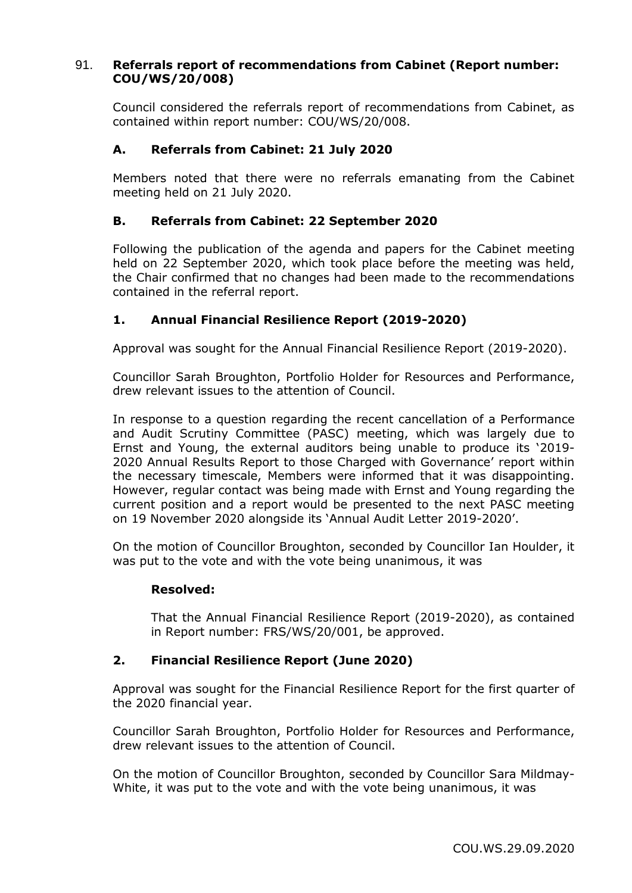## 91. Referrals report of recommendations from Cabinet (Report number: COU/WS/20/008)

Council considered the referrals report of recommendations from Cabinet, as contained within report number: COU/WS/20/008.

### A. Referrals from Cabinet: 21 July 2020

Members noted that there were no referrals emanating from the Cabinet meeting held on 21 July 2020.

### B. Referrals from Cabinet: 22 September 2020

Following the publication of the agenda and papers for the Cabinet meeting held on 22 September 2020, which took place before the meeting was held, the Chair confirmed that no changes had been made to the recommendations contained in the referral report.

### 1. Annual Financial Resilience Report (2019-2020)

Approval was sought for the Annual Financial Resilience Report (2019-2020).

Councillor Sarah Broughton, Portfolio Holder for Resources and Performance, drew relevant issues to the attention of Council.

In response to a question regarding the recent cancellation of a Performance and Audit Scrutiny Committee (PASC) meeting, which was largely due to Ernst and Young, the external auditors being unable to produce its '2019-2020 Annual Results Report to those Charged with Governance' report within the necessary timescale, Members were informed that it was disappointing. However, regular contact was being made with Ernst and Young regarding the current position and a report would be presented to the next PASC meeting on 19 November 2020 alongside its 'Annual Audit Letter 2019-2020'.

On the motion of Councillor Broughton, seconded by Councillor Ian Houlder, it was put to the vote and with the vote being unanimous, it was

**Resolved:**

That the Annual Financial Resilience Report (2019-2020), as contained in Report number: FRS/WS/20/001, be approved.

### 2. Financial Resilience Report (June 2020)

Approval was sought for the Financial Resilience Report for the first quarter of the 2020 financial year.

Councillor Sarah Broughton, Portfolio Holder for Resources and Performance, drew relevant issues to the attention of Council.

On the motion of Councillor Broughton, seconded by Councillor Sara Mildmay-White, it was put to the vote and with the vote being unanimous, it was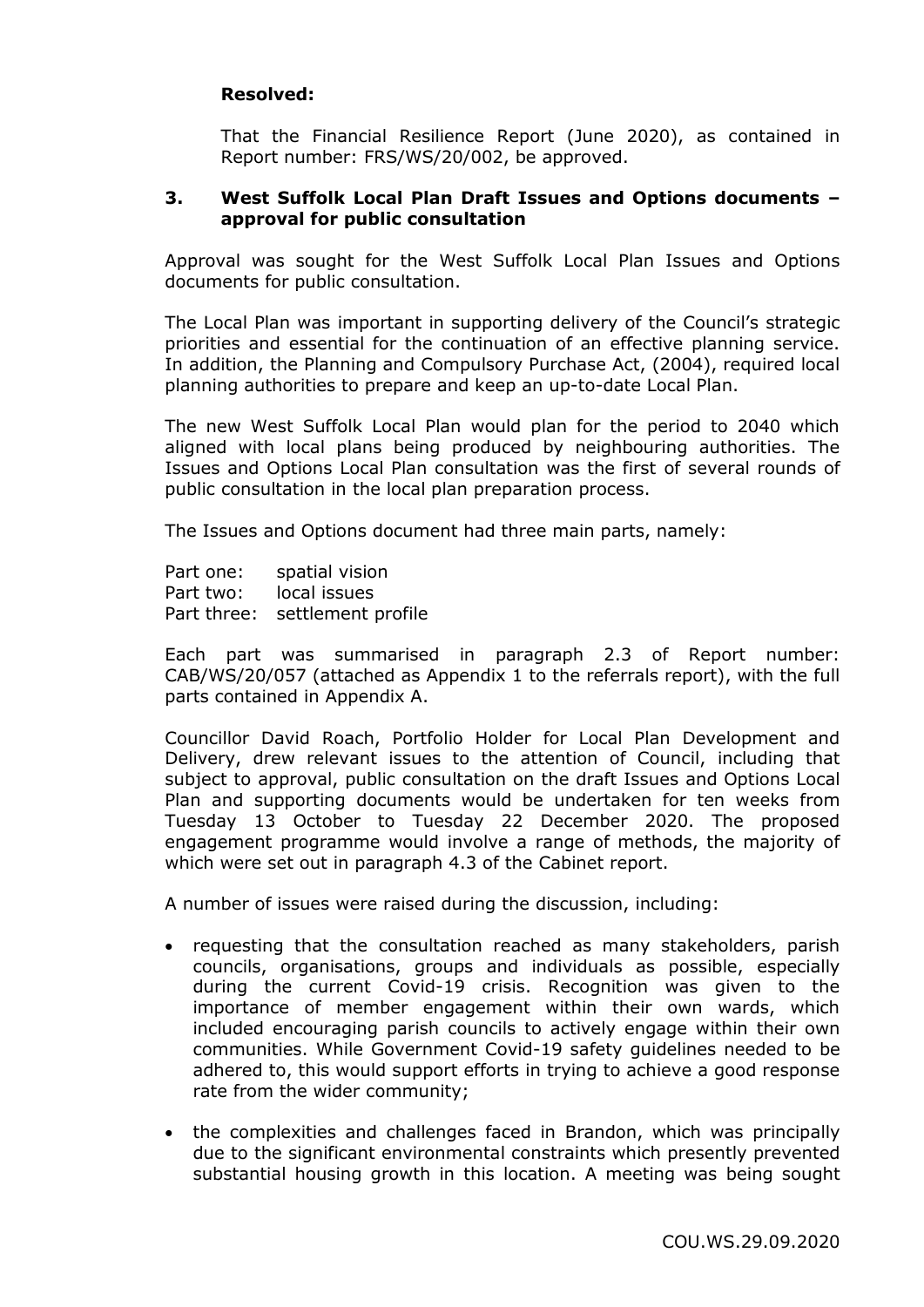**Resolved:**

That the Financial Resilience Report (June 2020), as contained in Report number: FRS/WS/20/002, be approved.

### 3. West Suffolk Local Plan Draft Issues and Options documents – approval for public consultation

Approval was sought for the West Suffolk Local Plan Issues and Options documents for public consultation.

The Local Plan was important in supporting delivery of the Council's strategic priorities and essential for the continuation of an effective planning service. In addition, the Planning and Compulsory Purchase Act, (2004), required local planning authorities to prepare and keep an up-to-date Local Plan.

The new West Suffolk Local Plan would plan for the period to 2040 which aligned with local plans being produced by neighbouring authorities. The Issues and Options Local Plan consultation was the first of several rounds of public consultation in the local plan preparation process.

The Issues and Options document had three main parts, namely:

Part one: spatial vision
Part two: local issues
Part three: settlement profile

Each part was summarised in paragraph 2.3 of Report number: CAB/WS/20/057 (attached as Appendix 1 to the referrals report), with the full parts contained in Appendix A.

Councillor David Roach, Portfolio Holder for Local Plan Development and Delivery, drew relevant issues to the attention of Council, including that subject to approval, public consultation on the draft Issues and Options Local Plan and supporting documents would be undertaken for ten weeks from Tuesday 13 October to Tuesday 22 December 2020. The proposed engagement programme would involve a range of methods, the majority of which were set out in paragraph 4.3 of the Cabinet report.

A number of issues were raised during the discussion, including:

- requesting that the consultation reached as many stakeholders, parish councils, organisations, groups and individuals as possible, especially during the current Covid-19 crisis. Recognition was given to the importance of member engagement within their own wards, which included encouraging parish councils to actively engage within their own communities. While Government Covid-19 safety guidelines needed to be adhered to, this would support efforts in trying to achieve a good response rate from the wider community;
- the complexities and challenges faced in Brandon, which was principally due to the significant environmental constraints which presently prevented substantial housing growth in this location. A meeting was being sought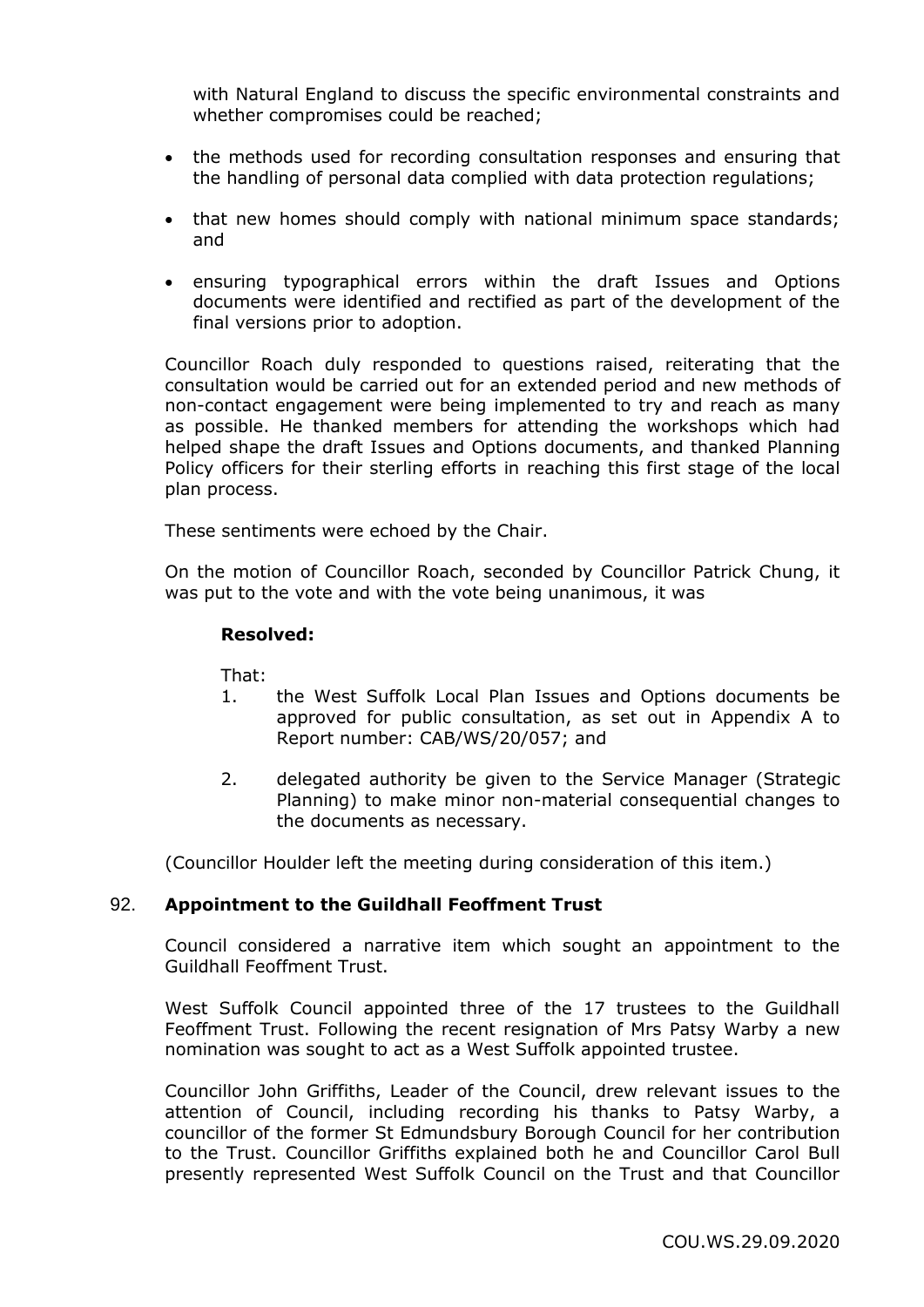with Natural England to discuss the specific environmental constraints and whether compromises could be reached;

- the methods used for recording consultation responses and ensuring that the handling of personal data complied with data protection regulations;
- that new homes should comply with national minimum space standards; and
- ensuring typographical errors within the draft Issues and Options documents were identified and rectified as part of the development of the final versions prior to adoption.

Councillor Roach duly responded to questions raised, reiterating that the consultation would be carried out for an extended period and new methods of non-contact engagement were being implemented to try and reach as many as possible. He thanked members for attending the workshops which had helped shape the draft Issues and Options documents, and thanked Planning Policy officers for their sterling efforts in reaching this first stage of the local plan process.

These sentiments were echoed by the Chair.

On the motion of Councillor Roach, seconded by Councillor Patrick Chung, it was put to the vote and with the vote being unanimous, it was

**Resolved:**

That:

1. the West Suffolk Local Plan Issues and Options documents be approved for public consultation, as set out in Appendix A to Report number: CAB/WS/20/057; and
2. delegated authority be given to the Service Manager (Strategic Planning) to make minor non-material consequential changes to the documents as necessary.

(Councillor Houlder left the meeting during consideration of this item.)

## 92. Appointment to the Guildhall Feoffment Trust

Council considered a narrative item which sought an appointment to the Guildhall Feoffment Trust.

West Suffolk Council appointed three of the 17 trustees to the Guildhall Feoffment Trust. Following the recent resignation of Mrs Patsy Warby a new nomination was sought to act as a West Suffolk appointed trustee.

Councillor John Griffiths, Leader of the Council, drew relevant issues to the attention of Council, including recording his thanks to Patsy Warby, a councillor of the former St Edmundsbury Borough Council for her contribution to the Trust. Councillor Griffiths explained both he and Councillor Carol Bull presently represented West Suffolk Council on the Trust and that Councillor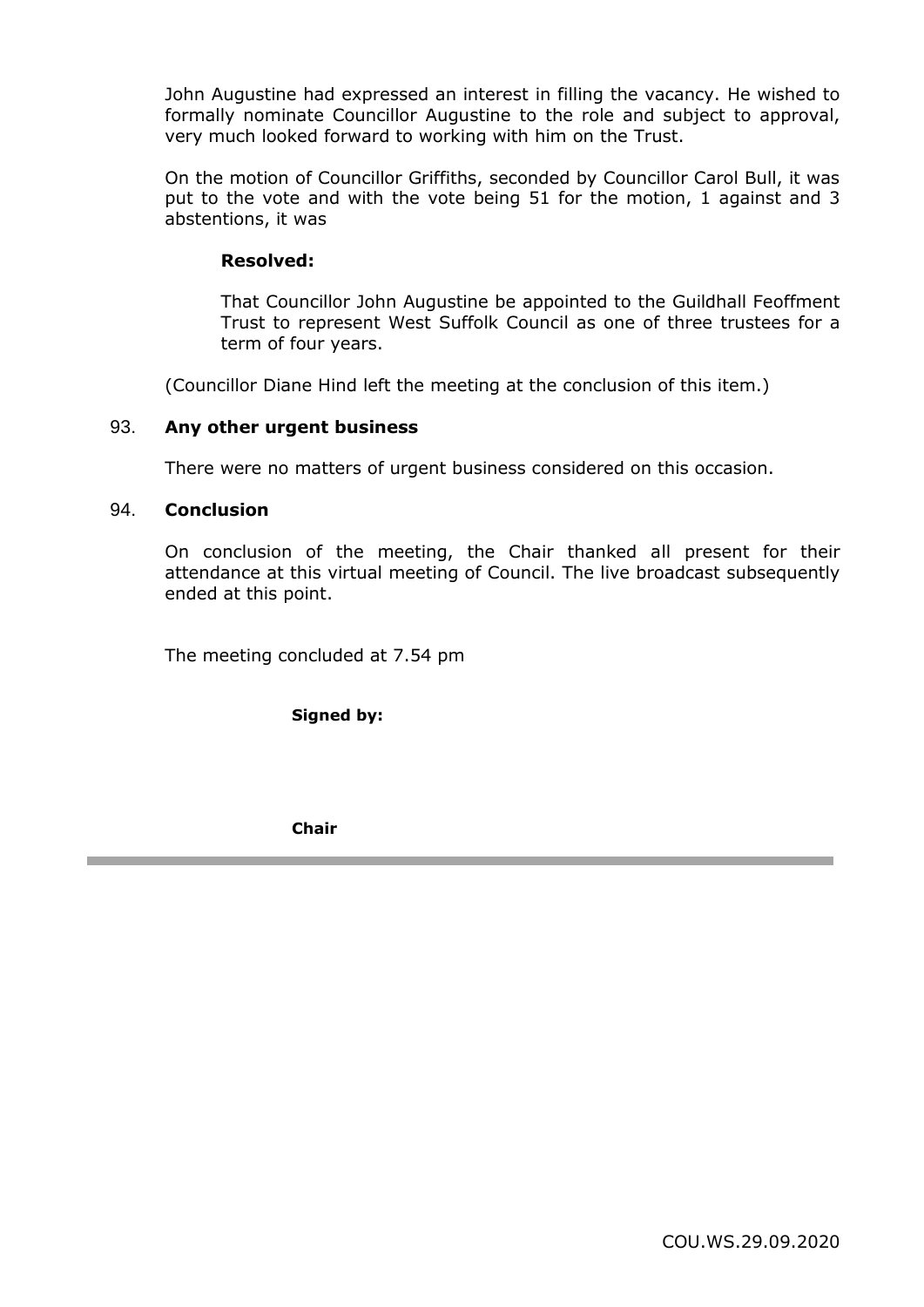John Augustine had expressed an interest in filling the vacancy. He wished to formally nominate Councillor Augustine to the role and subject to approval, very much looked forward to working with him on the Trust.

On the motion of Councillor Griffiths, seconded by Councillor Carol Bull, it was put to the vote and with the vote being 51 for the motion, 1 against and 3 abstentions, it was

**Resolved:**

That Councillor John Augustine be appointed to the Guildhall Feoffment Trust to represent West Suffolk Council as one of three trustees for a term of four years.

(Councillor Diane Hind left the meeting at the conclusion of this item.)

## 93. **Any other urgent business**

There were no matters of urgent business considered on this occasion.

## 94. **Conclusion**

On conclusion of the meeting, the Chair thanked all present for their attendance at this virtual meeting of Council. The live broadcast subsequently ended at this point.

The meeting concluded at 7.54 pm

**Signed by:**

**Chair**

COU.WS.29.09.2020